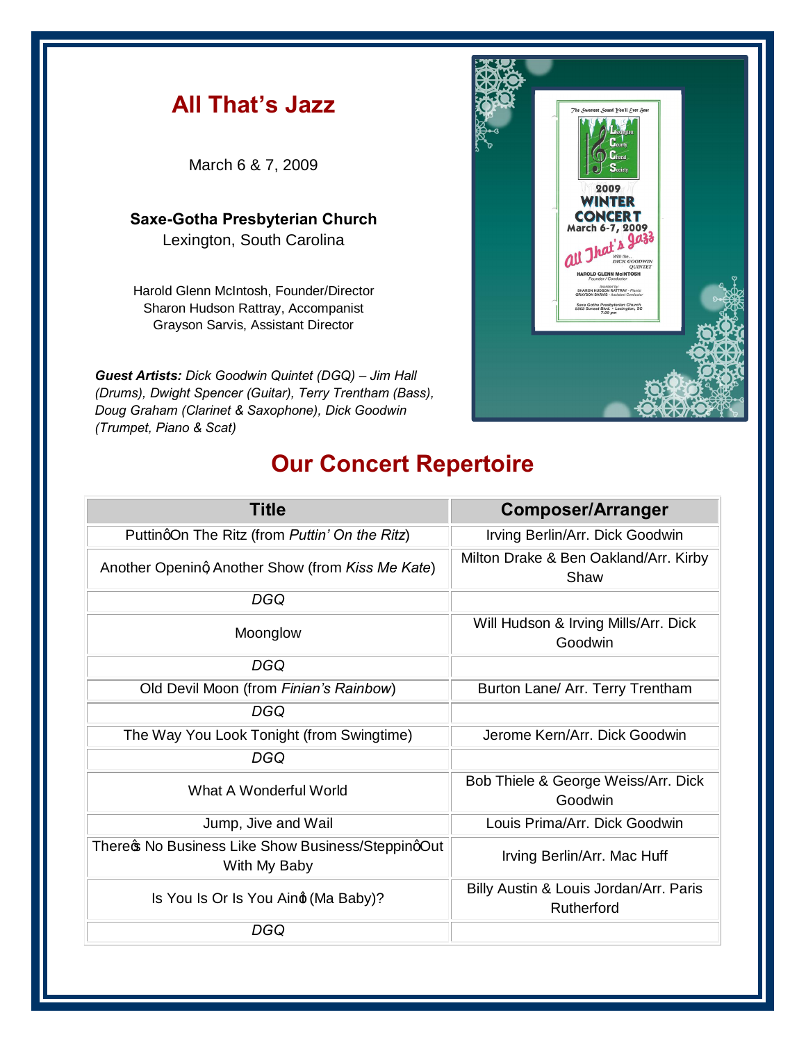# All That's Jazz

March 6 & 7, 2009

**Saxe-Gotha Presbyterian Church**
Lexington, South Carolina

Harold Glenn McIntosh, Founder/Director
Sharon Hudson Rattray, Accompanist
Grayson Sarvis, Assistant Director

***Guest Artists:*** *Dick Goodwin Quintet (DGQ) – Jim Hall (Drums), Dwight Spencer (Guitar), Terry Trentham (Bass), Doug Graham (Clarinet & Saxophone), Dick Goodwin (Trumpet, Piano & Scat)*

## Our Concert Repertoire

| Title | Composer/Arranger |
|---|---|
| Puttinġ On The Ritz (from *Puttin' On the Ritz*) | Irving Berlin/Arr. Dick Goodwin |
| Another Openinġ Another Show (from *Kiss Me Kate*) | Milton Drake & Ben Oakland/Arr. Kirby Shaw |
| *DGQ* | |
| Moonglow | Will Hudson & Irving Mills/Arr. Dick Goodwin |
| *DGQ* | |
| Old Devil Moon (from *Finian's Rainbow*) | Burton Lane/ Arr. Terry Trentham |
| *DGQ* | |
| The Way You Look Tonight (from Swingtime) | Jerome Kern/Arr. Dick Goodwin |
| *DGQ* | |
| What A Wonderful World | Bob Thiele & George Weiss/Arr. Dick Goodwin |
| Jump, Jive and Wail | Louis Prima/Arr. Dick Goodwin |
| Thereœ No Business Like Show Business/Steppinġ Out With My Baby | Irving Berlin/Arr. Mac Huff |
| Is You Is Or Is You Ainġ (Ma Baby)? | Billy Austin & Louis Jordan/Arr. Paris Rutherford |
| *DGQ* | |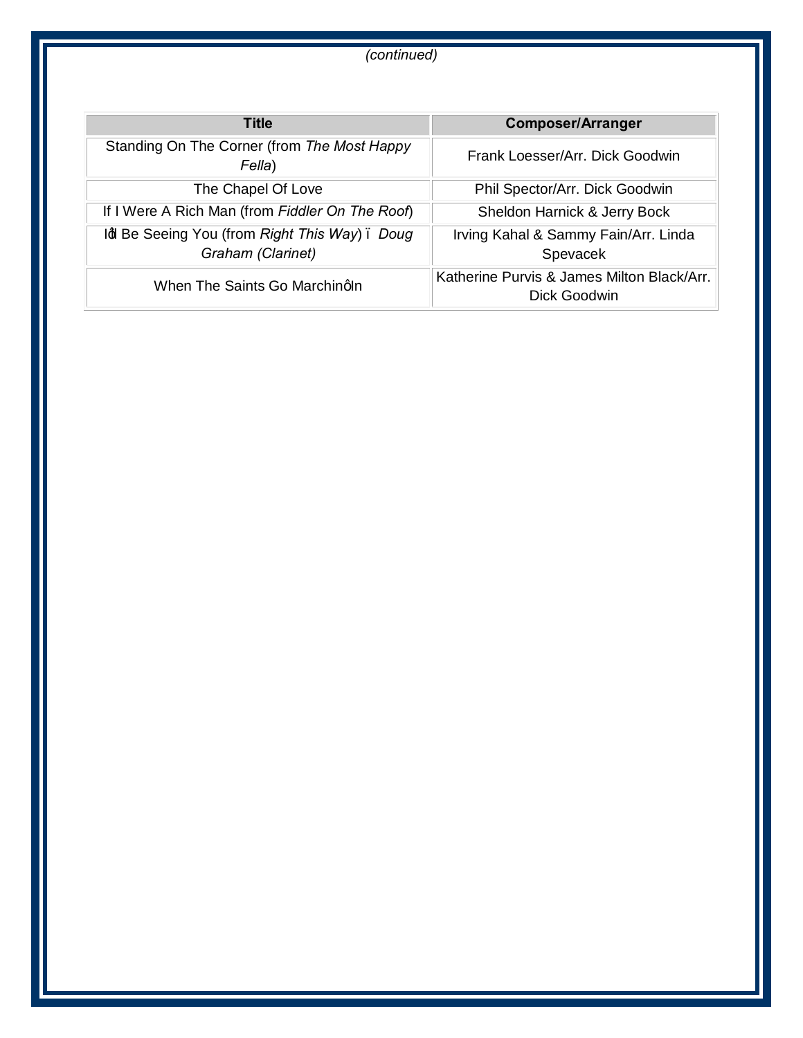*(continued)*

| Title | Composer/Arranger |
| --- | --- |
| Standing On The Corner (from *The Most Happy Fella*) | Frank Loesser/Arr. Dick Goodwin |
| The Chapel Of Love | Phil Spector/Arr. Dick Goodwin |
| If I Were A Rich Man (from *Fiddler On The Roof*) | Sheldon Harnick & Jerry Bock |
| I'll Be Seeing You (from *Right This Way*) – *Doug Graham (Clarinet)* | Irving Kahal & Sammy Fain/Arr. Linda Spevacek |
| When The Saints Go Marchin' In | Katherine Purvis & James Milton Black/Arr. Dick Goodwin |